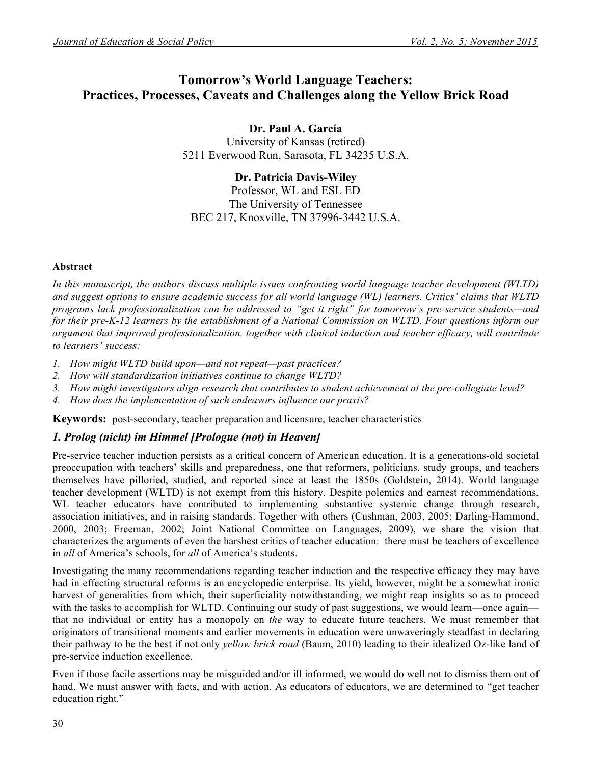# Tomorrow's World Language Teachers: Practices, Processes, Caveats and Challenges along the Yellow Brick Road

**Dr. Paul A. García**
University of Kansas (retired)
5211 Everwood Run, Sarasota, FL 34235 U.S.A.

**Dr. Patricia Davis-Wiley**
Professor, WL and ESL ED
The University of Tennessee
BEC 217, Knoxville, TN 37996-3442 U.S.A.

#### Abstract

*In this manuscript, the authors discuss multiple issues confronting world language teacher development (WLTD) and suggest options to ensure academic success for all world language (WL) learners. Critics' claims that WLTD programs lack professionalization can be addressed to "get it right" for tomorrow's pre-service students—and for their pre-K-12 learners by the establishment of a National Commission on WLTD. Four questions inform our argument that improved professionalization, together with clinical induction and teacher efficacy, will contribute to learners' success:*

1. *How might WLTD build upon—and not repeat—past practices?*
2. *How will standardization initiatives continue to change WLTD?*
3. *How might investigators align research that contributes to student achievement at the pre-collegiate level?*
4. *How does the implementation of such endeavors influence our praxis?*

**Keywords:** post-secondary, teacher preparation and licensure, teacher characteristics

## *1. Prolog (nicht) im Himmel [Prologue (not) in Heaven]*

Pre-service teacher induction persists as a critical concern of American education. It is a generations-old societal preoccupation with teachers' skills and preparedness, one that reformers, politicians, study groups, and teachers themselves have pilloried, studied, and reported since at least the 1850s (Goldstein, 2014). World language teacher development (WLTD) is not exempt from this history. Despite polemics and earnest recommendations, WL teacher educators have contributed to implementing substantive systemic change through research, association initiatives, and in raising standards. Together with others (Cushman, 2003, 2005; Darling-Hammond, 2000, 2003; Freeman, 2002; Joint National Committee on Languages, 2009), we share the vision that characterizes the arguments of even the harshest critics of teacher education: there must be teachers of excellence in *all* of America's schools, for *all* of America's students.

Investigating the many recommendations regarding teacher induction and the respective efficacy they may have had in effecting structural reforms is an encyclopedic enterprise. Its yield, however, might be a somewhat ironic harvest of generalities from which, their superficiality notwithstanding, we might reap insights so as to proceed with the tasks to accomplish for WLTD. Continuing our study of past suggestions, we would learn—once again—that no individual or entity has a monopoly on *the* way to educate future teachers. We must remember that originators of transitional moments and earlier movements in education were unwaveringly steadfast in declaring their pathway to be the best if not only *yellow brick road* (Baum, 2010) leading to their idealized Oz-like land of pre-service induction excellence.

Even if those facile assertions may be misguided and/or ill informed, we would do well not to dismiss them out of hand. We must answer with facts, and with action. As educators of educators, we are determined to "get teacher education right."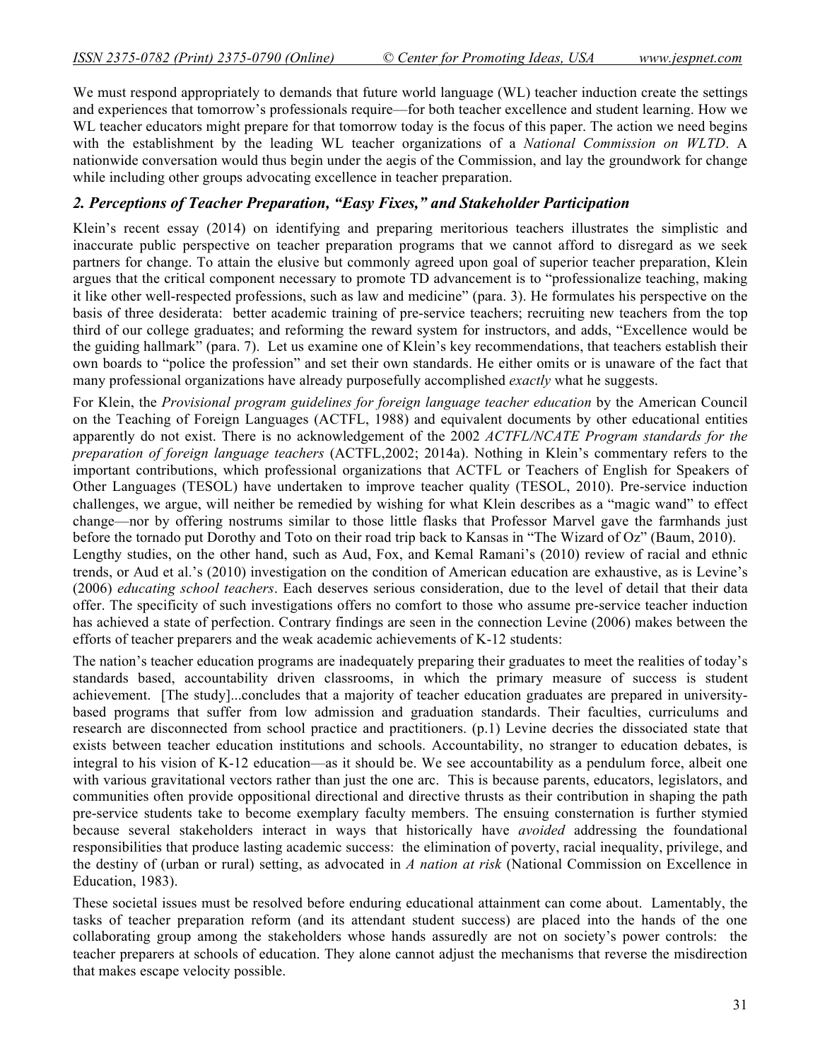We must respond appropriately to demands that future world language (WL) teacher induction create the settings and experiences that tomorrow's professionals require—for both teacher excellence and student learning. How we WL teacher educators might prepare for that tomorrow today is the focus of this paper. The action we need begins with the establishment by the leading WL teacher organizations of a *National Commission on WLTD*. A nationwide conversation would thus begin under the aegis of the Commission, and lay the groundwork for change while including other groups advocating excellence in teacher preparation.

## *2. Perceptions of Teacher Preparation, "Easy Fixes," and Stakeholder Participation*

Klein's recent essay (2014) on identifying and preparing meritorious teachers illustrates the simplistic and inaccurate public perspective on teacher preparation programs that we cannot afford to disregard as we seek partners for change. To attain the elusive but commonly agreed upon goal of superior teacher preparation, Klein argues that the critical component necessary to promote TD advancement is to "professionalize teaching, making it like other well-respected professions, such as law and medicine" (para. 3). He formulates his perspective on the basis of three desiderata: better academic training of pre-service teachers; recruiting new teachers from the top third of our college graduates; and reforming the reward system for instructors, and adds, "Excellence would be the guiding hallmark" (para. 7). Let us examine one of Klein's key recommendations, that teachers establish their own boards to "police the profession" and set their own standards. He either omits or is unaware of the fact that many professional organizations have already purposefully accomplished *exactly* what he suggests.

For Klein, the *Provisional program guidelines for foreign language teacher education* by the American Council on the Teaching of Foreign Languages (ACTFL, 1988) and equivalent documents by other educational entities apparently do not exist. There is no acknowledgement of the 2002 *ACTFL/NCATE Program standards for the preparation of foreign language teachers* (ACTFL,2002; 2014a). Nothing in Klein's commentary refers to the important contributions, which professional organizations that ACTFL or Teachers of English for Speakers of Other Languages (TESOL) have undertaken to improve teacher quality (TESOL, 2010). Pre-service induction challenges, we argue, will neither be remedied by wishing for what Klein describes as a "magic wand" to effect change—nor by offering nostrums similar to those little flasks that Professor Marvel gave the farmhands just before the tornado put Dorothy and Toto on their road trip back to Kansas in "The Wizard of Oz" (Baum, 2010).

Lengthy studies, on the other hand, such as Aud, Fox, and Kemal Ramani's (2010) review of racial and ethnic trends, or Aud et al.'s (2010) investigation on the condition of American education are exhaustive, as is Levine's (2006) *educating school teachers*. Each deserves serious consideration, due to the level of detail that their data offer. The specificity of such investigations offers no comfort to those who assume pre-service teacher induction has achieved a state of perfection. Contrary findings are seen in the connection Levine (2006) makes between the efforts of teacher preparers and the weak academic achievements of K-12 students:

The nation's teacher education programs are inadequately preparing their graduates to meet the realities of today's standards based, accountability driven classrooms, in which the primary measure of success is student achievement. [The study]...concludes that a majority of teacher education graduates are prepared in university-based programs that suffer from low admission and graduation standards. Their faculties, curriculums and research are disconnected from school practice and practitioners. (p.1) Levine decries the dissociated state that exists between teacher education institutions and schools. Accountability, no stranger to education debates, is integral to his vision of K-12 education—as it should be. We see accountability as a pendulum force, albeit one with various gravitational vectors rather than just the one arc. This is because parents, educators, legislators, and communities often provide oppositional directional and directive thrusts as their contribution in shaping the path pre-service students take to become exemplary faculty members. The ensuing consternation is further stymied because several stakeholders interact in ways that historically have *avoided* addressing the foundational responsibilities that produce lasting academic success: the elimination of poverty, racial inequality, privilege, and the destiny of (urban or rural) setting, as advocated in *A nation at risk* (National Commission on Excellence in Education, 1983).

These societal issues must be resolved before enduring educational attainment can come about. Lamentably, the tasks of teacher preparation reform (and its attendant student success) are placed into the hands of the one collaborating group among the stakeholders whose hands assuredly are not on society's power controls: the teacher preparers at schools of education. They alone cannot adjust the mechanisms that reverse the misdirection that makes escape velocity possible.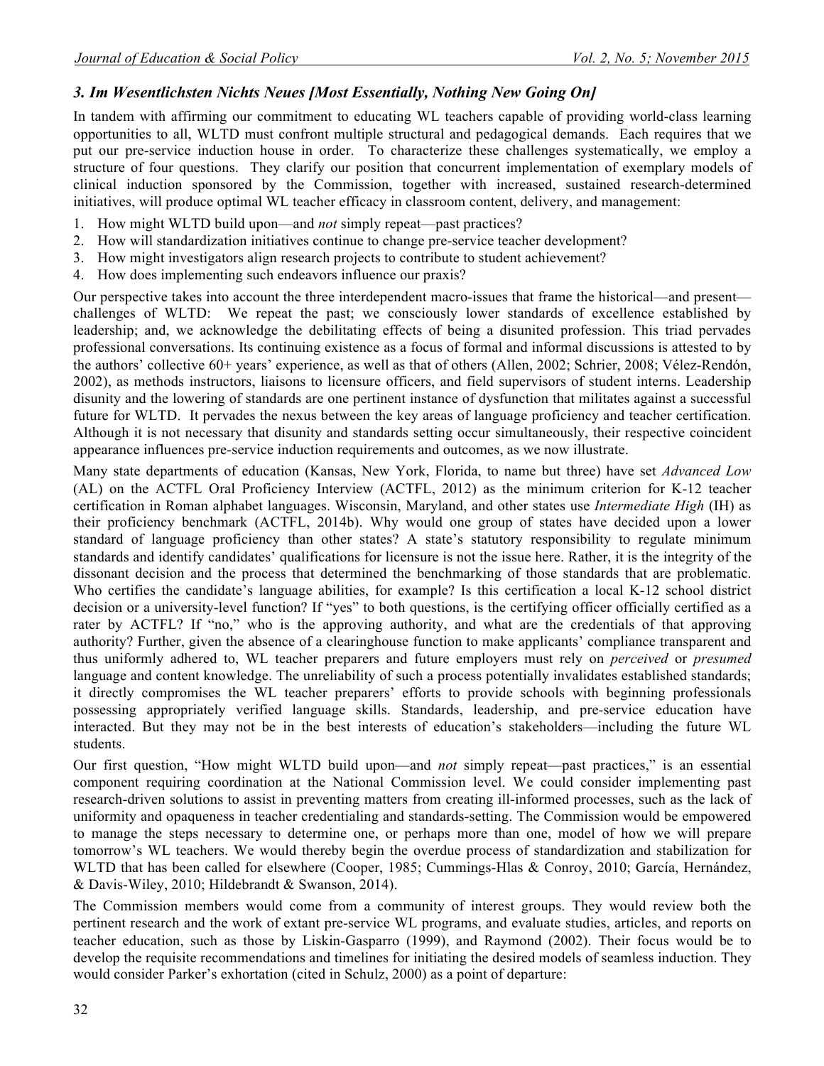### *3. Im Wesentlichsten Nichts Neues [Most Essentially, Nothing New Going On]*

In tandem with affirming our commitment to educating WL teachers capable of providing world-class learning opportunities to all, WLTD must confront multiple structural and pedagogical demands. Each requires that we put our pre-service induction house in order. To characterize these challenges systematically, we employ a structure of four questions. They clarify our position that concurrent implementation of exemplary models of clinical induction sponsored by the Commission, together with increased, sustained research-determined initiatives, will produce optimal WL teacher efficacy in classroom content, delivery, and management:

1. How might WLTD build upon—and *not* simply repeat—past practices?
2. How will standardization initiatives continue to change pre-service teacher development?
3. How might investigators align research projects to contribute to student achievement?
4. How does implementing such endeavors influence our praxis?

Our perspective takes into account the three interdependent macro-issues that frame the historical—and present—challenges of WLTD: We repeat the past; we consciously lower standards of excellence established by leadership; and, we acknowledge the debilitating effects of being a disunited profession. This triad pervades professional conversations. Its continuing existence as a focus of formal and informal discussions is attested to by the authors' collective 60+ years' experience, as well as that of others (Allen, 2002; Schrier, 2008; Vélez-Rendón, 2002), as methods instructors, liaisons to licensure officers, and field supervisors of student interns. Leadership disunity and the lowering of standards are one pertinent instance of dysfunction that militates against a successful future for WLTD. It pervades the nexus between the key areas of language proficiency and teacher certification. Although it is not necessary that disunity and standards setting occur simultaneously, their respective coincident appearance influences pre-service induction requirements and outcomes, as we now illustrate.

Many state departments of education (Kansas, New York, Florida, to name but three) have set *Advanced Low* (AL) on the ACTFL Oral Proficiency Interview (ACTFL, 2012) as the minimum criterion for K-12 teacher certification in Roman alphabet languages. Wisconsin, Maryland, and other states use *Intermediate High* (IH) as their proficiency benchmark (ACTFL, 2014b). Why would one group of states have decided upon a lower standard of language proficiency than other states? A state's statutory responsibility to regulate minimum standards and identify candidates' qualifications for licensure is not the issue here. Rather, it is the integrity of the dissonant decision and the process that determined the benchmarking of those standards that are problematic. Who certifies the candidate's language abilities, for example? Is this certification a local K-12 school district decision or a university-level function? If "yes" to both questions, is the certifying officer officially certified as a rater by ACTFL? If "no," who is the approving authority, and what are the credentials of that approving authority? Further, given the absence of a clearinghouse function to make applicants' compliance transparent and thus uniformly adhered to, WL teacher preparers and future employers must rely on *perceived* or *presumed* language and content knowledge. The unreliability of such a process potentially invalidates established standards; it directly compromises the WL teacher preparers' efforts to provide schools with beginning professionals possessing appropriately verified language skills. Standards, leadership, and pre-service education have interacted. But they may not be in the best interests of education's stakeholders—including the future WL students.

Our first question, "How might WLTD build upon—and *not* simply repeat—past practices," is an essential component requiring coordination at the National Commission level. We could consider implementing past research-driven solutions to assist in preventing matters from creating ill-informed processes, such as the lack of uniformity and opaqueness in teacher credentialing and standards-setting. The Commission would be empowered to manage the steps necessary to determine one, or perhaps more than one, model of how we will prepare tomorrow's WL teachers. We would thereby begin the overdue process of standardization and stabilization for WLTD that has been called for elsewhere (Cooper, 1985; Cummings-Hlas & Conroy, 2010; García, Hernández, & Davis-Wiley, 2010; Hildebrandt & Swanson, 2014).

The Commission members would come from a community of interest groups. They would review both the pertinent research and the work of extant pre-service WL programs, and evaluate studies, articles, and reports on teacher education, such as those by Liskin-Gasparro (1999), and Raymond (2002). Their focus would be to develop the requisite recommendations and timelines for initiating the desired models of seamless induction. They would consider Parker's exhortation (cited in Schulz, 2000) as a point of departure: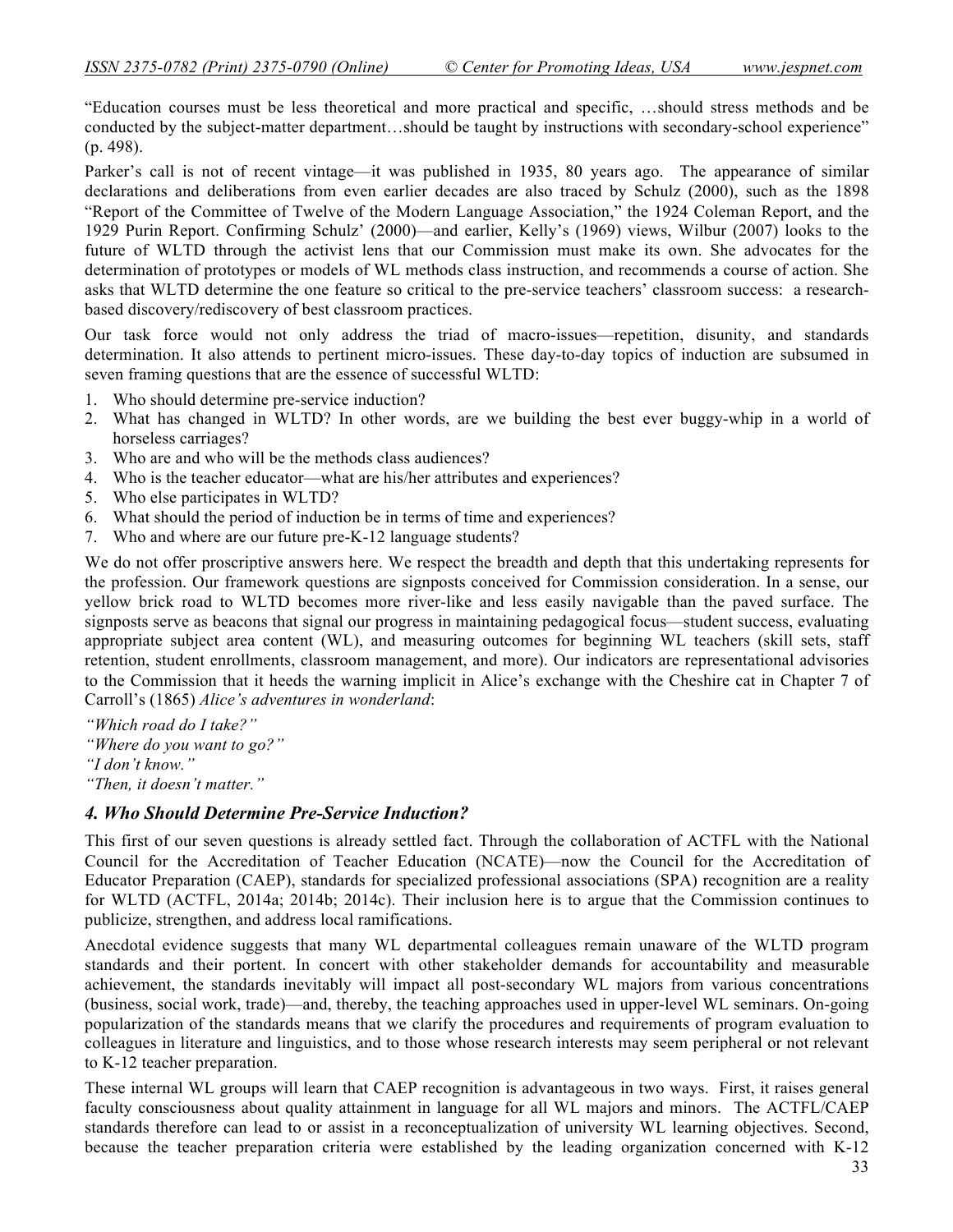"Education courses must be less theoretical and more practical and specific, …should stress methods and be conducted by the subject-matter department…should be taught by instructions with secondary-school experience" (p. 498).

Parker's call is not of recent vintage—it was published in 1935, 80 years ago. The appearance of similar declarations and deliberations from even earlier decades are also traced by Schulz (2000), such as the 1898 "Report of the Committee of Twelve of the Modern Language Association," the 1924 Coleman Report, and the 1929 Purin Report. Confirming Schulz' (2000)—and earlier, Kelly's (1969) views, Wilbur (2007) looks to the future of WLTD through the activist lens that our Commission must make its own. She advocates for the determination of prototypes or models of WL methods class instruction, and recommends a course of action. She asks that WLTD determine the one feature so critical to the pre-service teachers' classroom success: a research-based discovery/rediscovery of best classroom practices.

Our task force would not only address the triad of macro-issues—repetition, disunity, and standards determination. It also attends to pertinent micro-issues. These day-to-day topics of induction are subsumed in seven framing questions that are the essence of successful WLTD:

1. Who should determine pre-service induction?
2. What has changed in WLTD? In other words, are we building the best ever buggy-whip in a world of horseless carriages?
3. Who are and who will be the methods class audiences?
4. Who is the teacher educator—what are his/her attributes and experiences?
5. Who else participates in WLTD?
6. What should the period of induction be in terms of time and experiences?
7. Who and where are our future pre-K-12 language students?

We do not offer proscriptive answers here. We respect the breadth and depth that this undertaking represents for the profession. Our framework questions are signposts conceived for Commission consideration. In a sense, our yellow brick road to WLTD becomes more river-like and less easily navigable than the paved surface. The signposts serve as beacons that signal our progress in maintaining pedagogical focus—student success, evaluating appropriate subject area content (WL), and measuring outcomes for beginning WL teachers (skill sets, staff retention, student enrollments, classroom management, and more). Our indicators are representational advisories to the Commission that it heeds the warning implicit in Alice's exchange with the Cheshire cat in Chapter 7 of Carroll's (1865) *Alice's adventures in wonderland*:

*"Which road do I take?"*
*"Where do you want to go?"*
*"I don't know."*
*"Then, it doesn't matter."*

### *4. Who Should Determine Pre-Service Induction?*

This first of our seven questions is already settled fact. Through the collaboration of ACTFL with the National Council for the Accreditation of Teacher Education (NCATE)—now the Council for the Accreditation of Educator Preparation (CAEP), standards for specialized professional associations (SPA) recognition are a reality for WLTD (ACTFL, 2014a; 2014b; 2014c). Their inclusion here is to argue that the Commission continues to publicize, strengthen, and address local ramifications.

Anecdotal evidence suggests that many WL departmental colleagues remain unaware of the WLTD program standards and their portent. In concert with other stakeholder demands for accountability and measurable achievement, the standards inevitably will impact all post-secondary WL majors from various concentrations (business, social work, trade)—and, thereby, the teaching approaches used in upper-level WL seminars. On-going popularization of the standards means that we clarify the procedures and requirements of program evaluation to colleagues in literature and linguistics, and to those whose research interests may seem peripheral or not relevant to K-12 teacher preparation.

These internal WL groups will learn that CAEP recognition is advantageous in two ways. First, it raises general faculty consciousness about quality attainment in language for all WL majors and minors. The ACTFL/CAEP standards therefore can lead to or assist in a reconceptualization of university WL learning objectives. Second, because the teacher preparation criteria were established by the leading organization concerned with K-12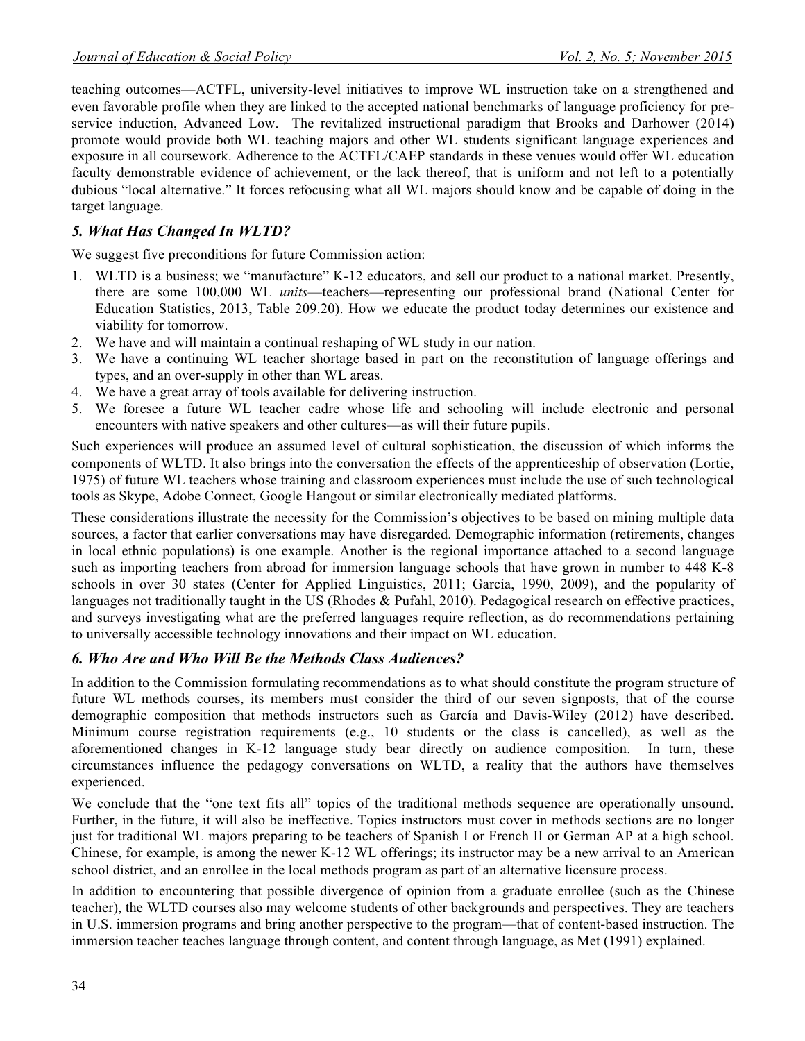teaching outcomes—ACTFL, university-level initiatives to improve WL instruction take on a strengthened and even favorable profile when they are linked to the accepted national benchmarks of language proficiency for pre-service induction, Advanced Low. The revitalized instructional paradigm that Brooks and Darhower (2014) promote would provide both WL teaching majors and other WL students significant language experiences and exposure in all coursework. Adherence to the ACTFL/CAEP standards in these venues would offer WL education faculty demonstrable evidence of achievement, or the lack thereof, that is uniform and not left to a potentially dubious "local alternative." It forces refocusing what all WL majors should know and be capable of doing in the target language.

## *5. What Has Changed In WLTD?*

We suggest five preconditions for future Commission action:

1. WLTD is a business; we "manufacture" K-12 educators, and sell our product to a national market. Presently, there are some 100,000 WL *units*—teachers—representing our professional brand (National Center for Education Statistics, 2013, Table 209.20). How we educate the product today determines our existence and viability for tomorrow.
2. We have and will maintain a continual reshaping of WL study in our nation.
3. We have a continuing WL teacher shortage based in part on the reconstitution of language offerings and types, and an over-supply in other than WL areas.
4. We have a great array of tools available for delivering instruction.
5. We foresee a future WL teacher cadre whose life and schooling will include electronic and personal encounters with native speakers and other cultures—as will their future pupils.

Such experiences will produce an assumed level of cultural sophistication, the discussion of which informs the components of WLTD. It also brings into the conversation the effects of the apprenticeship of observation (Lortie, 1975) of future WL teachers whose training and classroom experiences must include the use of such technological tools as Skype, Adobe Connect, Google Hangout or similar electronically mediated platforms.

These considerations illustrate the necessity for the Commission's objectives to be based on mining multiple data sources, a factor that earlier conversations may have disregarded. Demographic information (retirements, changes in local ethnic populations) is one example. Another is the regional importance attached to a second language such as importing teachers from abroad for immersion language schools that have grown in number to 448 K-8 schools in over 30 states (Center for Applied Linguistics, 2011; García, 1990, 2009), and the popularity of languages not traditionally taught in the US (Rhodes & Pufahl, 2010). Pedagogical research on effective practices, and surveys investigating what are the preferred languages require reflection, as do recommendations pertaining to universally accessible technology innovations and their impact on WL education.

## *6. Who Are and Who Will Be the Methods Class Audiences?*

In addition to the Commission formulating recommendations as to what should constitute the program structure of future WL methods courses, its members must consider the third of our seven signposts, that of the course demographic composition that methods instructors such as García and Davis-Wiley (2012) have described. Minimum course registration requirements (e.g., 10 students or the class is cancelled), as well as the aforementioned changes in K-12 language study bear directly on audience composition. In turn, these circumstances influence the pedagogy conversations on WLTD, a reality that the authors have themselves experienced.

We conclude that the "one text fits all" topics of the traditional methods sequence are operationally unsound. Further, in the future, it will also be ineffective. Topics instructors must cover in methods sections are no longer just for traditional WL majors preparing to be teachers of Spanish I or French II or German AP at a high school. Chinese, for example, is among the newer K-12 WL offerings; its instructor may be a new arrival to an American school district, and an enrollee in the local methods program as part of an alternative licensure process.

In addition to encountering that possible divergence of opinion from a graduate enrollee (such as the Chinese teacher), the WLTD courses also may welcome students of other backgrounds and perspectives. They are teachers in U.S. immersion programs and bring another perspective to the program—that of content-based instruction. The immersion teacher teaches language through content, and content through language, as Met (1991) explained.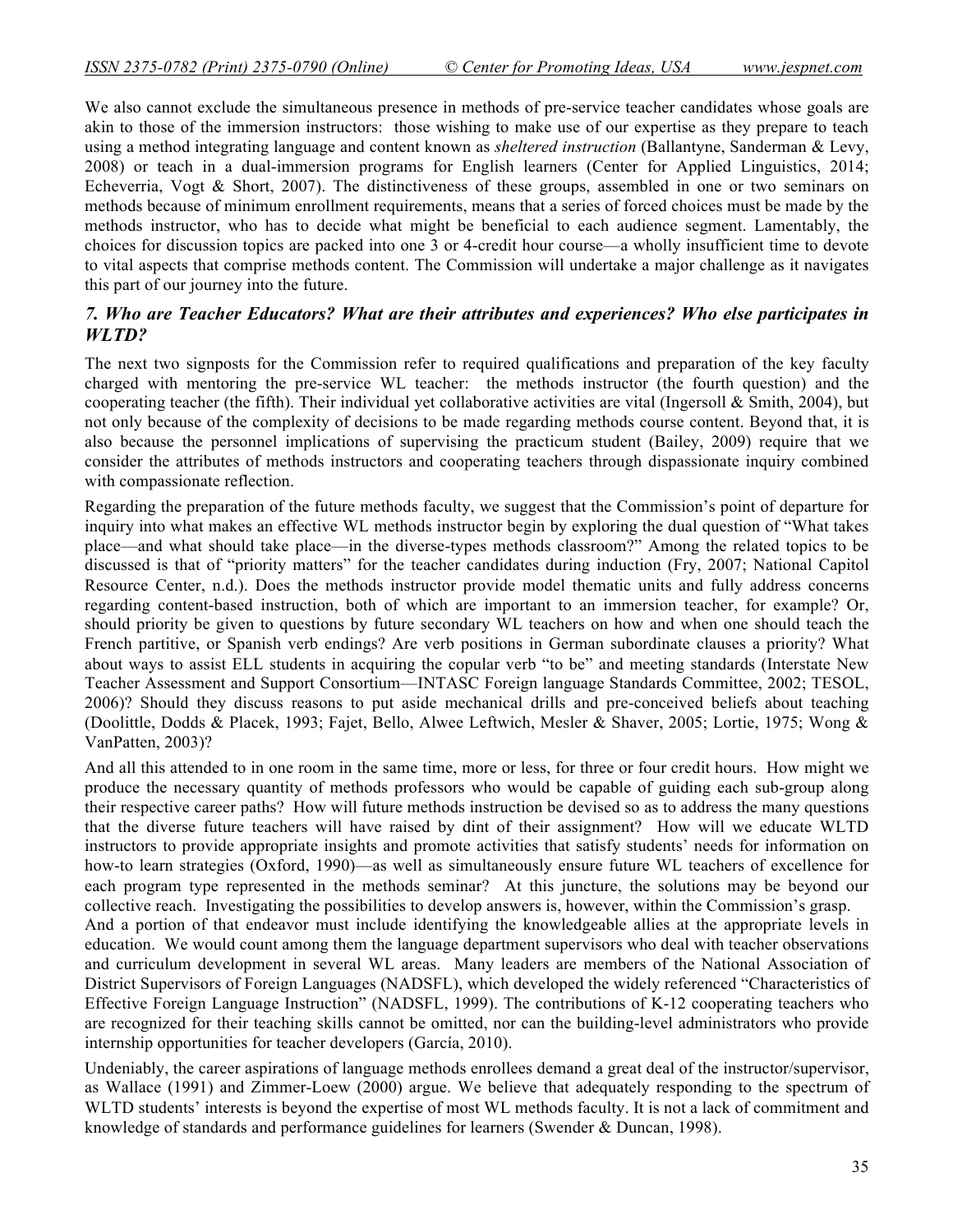We also cannot exclude the simultaneous presence in methods of pre-service teacher candidates whose goals are akin to those of the immersion instructors: those wishing to make use of our expertise as they prepare to teach using a method integrating language and content known as *sheltered instruction* (Ballantyne, Sanderman & Levy, 2008) or teach in a dual-immersion programs for English learners (Center for Applied Linguistics, 2014; Echeverria, Vogt & Short, 2007). The distinctiveness of these groups, assembled in one or two seminars on methods because of minimum enrollment requirements, means that a series of forced choices must be made by the methods instructor, who has to decide what might be beneficial to each audience segment. Lamentably, the choices for discussion topics are packed into one 3 or 4-credit hour course—a wholly insufficient time to devote to vital aspects that comprise methods content. The Commission will undertake a major challenge as it navigates this part of our journey into the future.

### *7. Who are Teacher Educators? What are their attributes and experiences? Who else participates in WLTD?*

The next two signposts for the Commission refer to required qualifications and preparation of the key faculty charged with mentoring the pre-service WL teacher: the methods instructor (the fourth question) and the cooperating teacher (the fifth). Their individual yet collaborative activities are vital (Ingersoll & Smith, 2004), but not only because of the complexity of decisions to be made regarding methods course content. Beyond that, it is also because the personnel implications of supervising the practicum student (Bailey, 2009) require that we consider the attributes of methods instructors and cooperating teachers through dispassionate inquiry combined with compassionate reflection.

Regarding the preparation of the future methods faculty, we suggest that the Commission's point of departure for inquiry into what makes an effective WL methods instructor begin by exploring the dual question of "What takes place—and what should take place—in the diverse-types methods classroom?" Among the related topics to be discussed is that of "priority matters" for the teacher candidates during induction (Fry, 2007; National Capitol Resource Center, n.d.). Does the methods instructor provide model thematic units and fully address concerns regarding content-based instruction, both of which are important to an immersion teacher, for example? Or, should priority be given to questions by future secondary WL teachers on how and when one should teach the French partitive, or Spanish verb endings? Are verb positions in German subordinate clauses a priority? What about ways to assist ELL students in acquiring the copular verb "to be" and meeting standards (Interstate New Teacher Assessment and Support Consortium—INTASC Foreign language Standards Committee, 2002; TESOL, 2006)? Should they discuss reasons to put aside mechanical drills and pre-conceived beliefs about teaching (Doolittle, Dodds & Placek, 1993; Fajet, Bello, Alwee Leftwich, Mesler & Shaver, 2005; Lortie, 1975; Wong & VanPatten, 2003)?

And all this attended to in one room in the same time, more or less, for three or four credit hours. How might we produce the necessary quantity of methods professors who would be capable of guiding each sub-group along their respective career paths? How will future methods instruction be devised so as to address the many questions that the diverse future teachers will have raised by dint of their assignment? How will we educate WLTD instructors to provide appropriate insights and promote activities that satisfy students' needs for information on how-to learn strategies (Oxford, 1990)—as well as simultaneously ensure future WL teachers of excellence for each program type represented in the methods seminar? At this juncture, the solutions may be beyond our collective reach. Investigating the possibilities to develop answers is, however, within the Commission's grasp.

And a portion of that endeavor must include identifying the knowledgeable allies at the appropriate levels in education. We would count among them the language department supervisors who deal with teacher observations and curriculum development in several WL areas. Many leaders are members of the National Association of District Supervisors of Foreign Languages (NADSFL), which developed the widely referenced "Characteristics of Effective Foreign Language Instruction" (NADSFL, 1999). The contributions of K-12 cooperating teachers who are recognized for their teaching skills cannot be omitted, nor can the building-level administrators who provide internship opportunities for teacher developers (García, 2010).

Undeniably, the career aspirations of language methods enrollees demand a great deal of the instructor/supervisor, as Wallace (1991) and Zimmer-Loew (2000) argue. We believe that adequately responding to the spectrum of WLTD students' interests is beyond the expertise of most WL methods faculty. It is not a lack of commitment and knowledge of standards and performance guidelines for learners (Swender & Duncan, 1998).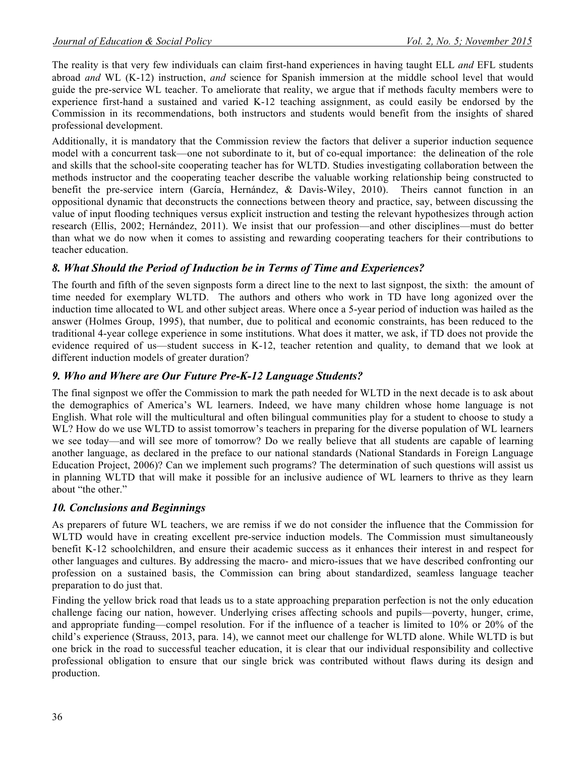The reality is that very few individuals can claim first-hand experiences in having taught ELL *and* EFL students abroad *and* WL (K-12) instruction, *and* science for Spanish immersion at the middle school level that would guide the pre-service WL teacher. To ameliorate that reality, we argue that if methods faculty members were to experience first-hand a sustained and varied K-12 teaching assignment, as could easily be endorsed by the Commission in its recommendations, both instructors and students would benefit from the insights of shared professional development.

Additionally, it is mandatory that the Commission review the factors that deliver a superior induction sequence model with a concurrent task—one not subordinate to it, but of co-equal importance: the delineation of the role and skills that the school-site cooperating teacher has for WLTD. Studies investigating collaboration between the methods instructor and the cooperating teacher describe the valuable working relationship being constructed to benefit the pre-service intern (García, Hernández, & Davis-Wiley, 2010). Theirs cannot function in an oppositional dynamic that deconstructs the connections between theory and practice, say, between discussing the value of input flooding techniques versus explicit instruction and testing the relevant hypothesizes through action research (Ellis, 2002; Hernández, 2011). We insist that our profession—and other disciplines—must do better than what we do now when it comes to assisting and rewarding cooperating teachers for their contributions to teacher education.

## *8. What Should the Period of Induction be in Terms of Time and Experiences?*

The fourth and fifth of the seven signposts form a direct line to the next to last signpost, the sixth: the amount of time needed for exemplary WLTD. The authors and others who work in TD have long agonized over the induction time allocated to WL and other subject areas. Where once a 5-year period of induction was hailed as the answer (Holmes Group, 1995), that number, due to political and economic constraints, has been reduced to the traditional 4-year college experience in some institutions. What does it matter, we ask, if TD does not provide the evidence required of us—student success in K-12, teacher retention and quality, to demand that we look at different induction models of greater duration?

## *9. Who and Where are Our Future Pre-K-12 Language Students?*

The final signpost we offer the Commission to mark the path needed for WLTD in the next decade is to ask about the demographics of America's WL learners. Indeed, we have many children whose home language is not English. What role will the multicultural and often bilingual communities play for a student to choose to study a WL? How do we use WLTD to assist tomorrow's teachers in preparing for the diverse population of WL learners we see today—and will see more of tomorrow? Do we really believe that all students are capable of learning another language, as declared in the preface to our national standards (National Standards in Foreign Language Education Project, 2006)? Can we implement such programs? The determination of such questions will assist us in planning WLTD that will make it possible for an inclusive audience of WL learners to thrive as they learn about "the other."

## *10. Conclusions and Beginnings*

As preparers of future WL teachers, we are remiss if we do not consider the influence that the Commission for WLTD would have in creating excellent pre-service induction models. The Commission must simultaneously benefit K-12 schoolchildren, and ensure their academic success as it enhances their interest in and respect for other languages and cultures. By addressing the macro- and micro-issues that we have described confronting our profession on a sustained basis, the Commission can bring about standardized, seamless language teacher preparation to do just that.

Finding the yellow brick road that leads us to a state approaching preparation perfection is not the only education challenge facing our nation, however. Underlying crises affecting schools and pupils—poverty, hunger, crime, and appropriate funding—compel resolution. For if the influence of a teacher is limited to 10% or 20% of the child's experience (Strauss, 2013, para. 14), we cannot meet our challenge for WLTD alone. While WLTD is but one brick in the road to successful teacher education, it is clear that our individual responsibility and collective professional obligation to ensure that our single brick was contributed without flaws during its design and production.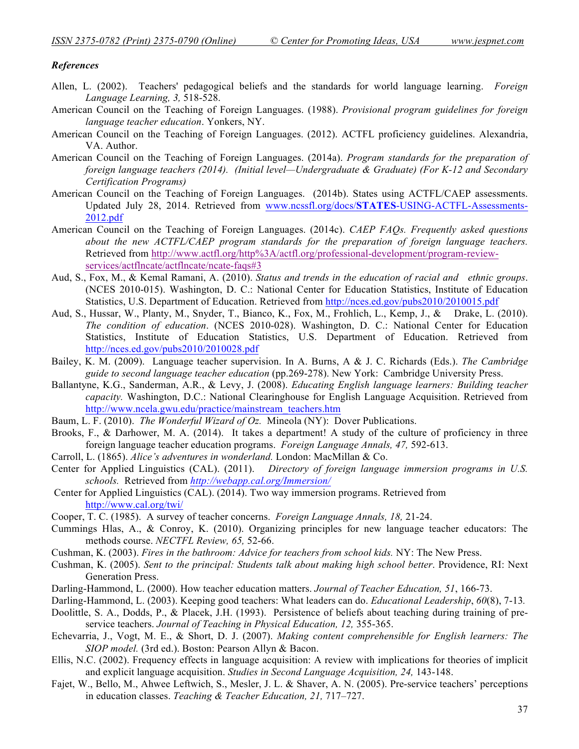***References***

Allen, L. (2002). Teachers' pedagogical beliefs and the standards for world language learning. *Foreign Language Learning, 3,* 518-528.

American Council on the Teaching of Foreign Languages. (1988). *Provisional program guidelines for foreign language teacher education*. Yonkers, NY.

American Council on the Teaching of Foreign Languages. (2012). ACTFL proficiency guidelines. Alexandria, VA. Author.

American Council on the Teaching of Foreign Languages. (2014a). *Program standards for the preparation of foreign language teachers (2014). (Initial level—Undergraduate & Graduate) (For K-12 and Secondary Certification Programs)*

American Council on the Teaching of Foreign Languages. (2014b). States using ACTFL/CAEP assessments. Updated July 28, 2014. Retrieved from www.ncssfl.org/docs/**STATES**-USING-ACTFL-Assessments-2012.pdf

American Council on the Teaching of Foreign Languages. (2014c). *CAEP FAQs. Frequently asked questions about the new ACTFL/CAEP program standards for the preparation of foreign language teachers.* Retrieved from http://www.actfl.org/http%3A/actfl.org/professional-development/program-review-services/actflncate/actflncate/ncate-faqs#3

Aud, S., Fox, M., & Kemal Ramani, A. (2010). *Status and trends in the education of racial and ethnic groups*. (NCES 2010-015). Washington, D. C.: National Center for Education Statistics, Institute of Education Statistics, U.S. Department of Education. Retrieved from http://nces.ed.gov/pubs2010/2010015.pdf

Aud, S., Hussar, W., Planty, M., Snyder, T., Bianco, K., Fox, M., Frohlich, L., Kemp, J., & Drake, L. (2010). *The condition of education*. (NCES 2010-028). Washington, D. C.: National Center for Education Statistics, Institute of Education Statistics, U.S. Department of Education. Retrieved from http://nces.ed.gov/pubs2010/2010028.pdf

Bailey, K. M. (2009). Language teacher supervision. In A. Burns, A & J. C. Richards (Eds.). *The Cambridge guide to second language teacher education* (pp.269-278). New York: Cambridge University Press.

Ballantyne, K.G., Sanderman, A.R., & Levy, J. (2008). *Educating English language learners: Building teacher capacity.* Washington, D.C.: National Clearinghouse for English Language Acquisition. Retrieved from http://www.ncela.gwu.edu/practice/mainstream_teachers.htm

Baum, L. F. (2010). *The Wonderful Wizard of Oz.* Mineola (NY): Dover Publications.

Brooks, F., & Darhower, M. A. (2014). It takes a department! A study of the culture of proficiency in three foreign language teacher education programs. *Foreign Language Annals, 47,* 592-613.

Carroll, L. (1865). *Alice's adventures in wonderland.* London: MacMillan & Co.

Center for Applied Linguistics (CAL). (2011). *Directory of foreign language immersion programs in U.S. schools.* Retrieved from *http://webapp.cal.org/Immersion/*

Center for Applied Linguistics (CAL). (2014). Two way immersion programs. Retrieved from http://www.cal.org/twi/

Cooper, T. C. (1985). A survey of teacher concerns. *Foreign Language Annals, 18,* 21-24.

Cummings Hlas, A., & Conroy, K. (2010). Organizing principles for new language teacher educators: The methods course. *NECTFL Review, 65,* 52-66.

Cushman, K. (2003). *Fires in the bathroom: Advice for teachers from school kids.* NY: The New Press.

Cushman, K. (2005). *Sent to the principal: Students talk about making high school better*. Providence, RI: Next Generation Press.

Darling-Hammond, L. (2000). How teacher education matters. *Journal of Teacher Education, 51*, 166-73.

Darling-Hammond, L. (2003). Keeping good teachers: What leaders can do. *Educational Leadership*, *60*(8), 7-13.

Doolittle, S. A., Dodds, P., & Placek, J.H. (1993). Persistence of beliefs about teaching during training of pre-service teachers. *Journal of Teaching in Physical Education, 12,* 355-365.

Echevarria, J., Vogt, M. E., & Short, D. J. (2007). *Making content comprehensible for English learners: The SIOP model.* (3rd ed.). Boston: Pearson Allyn & Bacon.

Ellis, N.C. (2002). Frequency effects in language acquisition: A review with implications for theories of implicit and explicit language acquisition. *Studies in Second Language Acquisition, 24,* 143-148.

Fajet, W., Bello, M., Ahwee Leftwich, S., Mesler, J. L. & Shaver, A. N. (2005). Pre-service teachers' perceptions in education classes. *Teaching & Teacher Education, 21,* 717–727.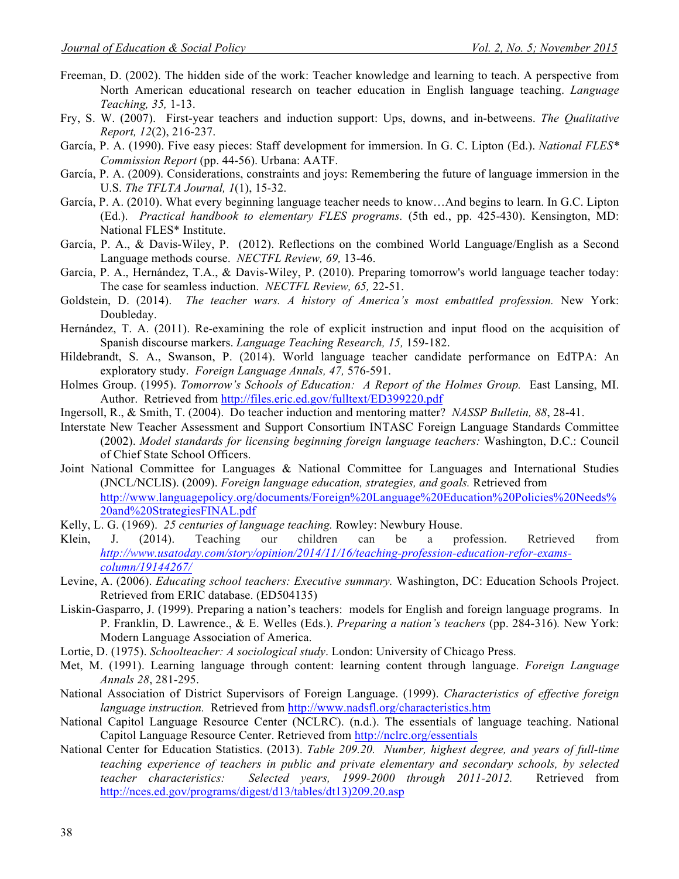Freeman, D. (2002). The hidden side of the work: Teacher knowledge and learning to teach. A perspective from North American educational research on teacher education in English language teaching. *Language Teaching, 35,* 1-13.

Fry, S. W. (2007). First-year teachers and induction support: Ups, downs, and in-betweens. *The Qualitative Report, 12*(2), 216-237.

García, P. A. (1990). Five easy pieces: Staff development for immersion. In G. C. Lipton (Ed.). *National FLES\* Commission Report* (pp. 44-56). Urbana: AATF.

García, P. A. (2009). Considerations, constraints and joys: Remembering the future of language immersion in the U.S. *The TFLTA Journal, 1*(1), 15-32.

García, P. A. (2010). What every beginning language teacher needs to know…And begins to learn. In G.C. Lipton (Ed.). *Practical handbook to elementary FLES programs.* (5th ed., pp. 425-430). Kensington, MD: National FLES\* Institute.

García, P. A., & Davis-Wiley, P. (2012). Reflections on the combined World Language/English as a Second Language methods course. *NECTFL Review, 69,* 13-46.

García, P. A., Hernández, T.A., & Davis-Wiley, P. (2010). Preparing tomorrow's world language teacher today: The case for seamless induction. *NECTFL Review, 65,* 22-51.

Goldstein, D. (2014). *The teacher wars. A history of America's most embattled profession.* New York: Doubleday.

Hernández, T. A. (2011). Re-examining the role of explicit instruction and input flood on the acquisition of Spanish discourse markers. *Language Teaching Research, 15,* 159-182.

Hildebrandt, S. A., Swanson, P. (2014). World language teacher candidate performance on EdTPA: An exploratory study. *Foreign Language Annals, 47,* 576-591.

Holmes Group. (1995). *Tomorrow's Schools of Education: A Report of the Holmes Group.* East Lansing, MI. Author. Retrieved from http://files.eric.ed.gov/fulltext/ED399220.pdf

Ingersoll, R., & Smith, T. (2004). Do teacher induction and mentoring matter? *NASSP Bulletin, 88*, 28-41.

Interstate New Teacher Assessment and Support Consortium INTASC Foreign Language Standards Committee (2002). *Model standards for licensing beginning foreign language teachers:* Washington, D.C.: Council of Chief State School Officers.

Joint National Committee for Languages & National Committee for Languages and International Studies (JNCL/NCLIS). (2009). *Foreign language education, strategies, and goals.* Retrieved from http://www.languagepolicy.org/documents/Foreign%20Language%20Education%20Policies%20Needs%20and%20StrategiesFINAL.pdf

Kelly, L. G. (1969). *25 centuries of language teaching.* Rowley: Newbury House.

Klein, J. (2014). Teaching our children can be a profession. Retrieved from *http://www.usatoday.com/story/opinion/2014/11/16/teaching-profession-education-refor-exams-column/19144267/*

Levine, A. (2006). *Educating school teachers: Executive summary.* Washington, DC: Education Schools Project. Retrieved from ERIC database. (ED504135)

Liskin-Gasparro, J. (1999). Preparing a nation's teachers: models for English and foreign language programs. In P. Franklin, D. Lawrence., & E. Welles (Eds.). *Preparing a nation's teachers* (pp. 284-316)*.* New York: Modern Language Association of America.

Lortie, D. (1975). *Schoolteacher: A sociological study*. London: University of Chicago Press.

Met, M. (1991). Learning language through content: learning content through language. *Foreign Language Annals 28*, 281-295.

National Association of District Supervisors of Foreign Language. (1999). *Characteristics of effective foreign language instruction.* Retrieved from http://www.nadsfl.org/characteristics.htm

National Capitol Language Resource Center (NCLRC). (n.d.). The essentials of language teaching. National Capitol Language Resource Center. Retrieved from http://nclrc.org/essentials

National Center for Education Statistics. (2013). *Table 209.20. Number, highest degree, and years of full-time teaching experience of teachers in public and private elementary and secondary schools, by selected teacher characteristics: Selected years, 1999-2000 through 2011-2012.* Retrieved from http://nces.ed.gov/programs/digest/d13/tables/dt13)209.20.asp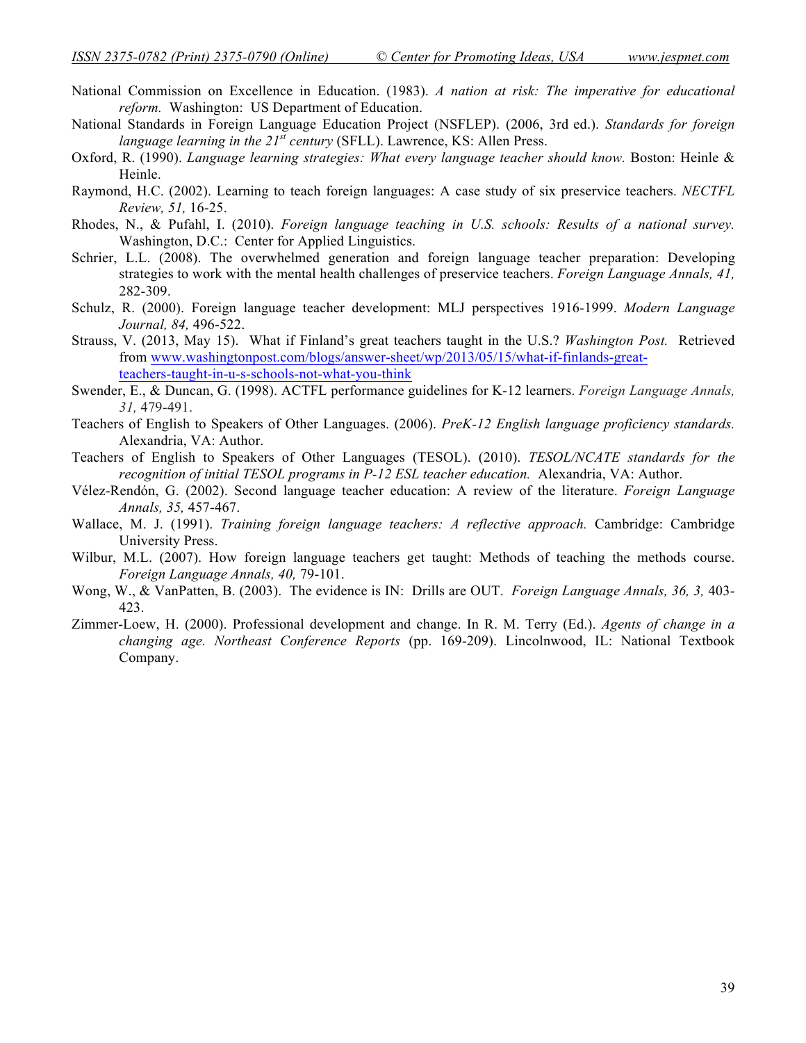National Commission on Excellence in Education. (1983). *A nation at risk: The imperative for educational reform.* Washington: US Department of Education.

National Standards in Foreign Language Education Project (NSFLEP). (2006, 3rd ed.). *Standards for foreign language learning in the 21st century* (SFLL). Lawrence, KS: Allen Press.

Oxford, R. (1990). *Language learning strategies: What every language teacher should know.* Boston: Heinle & Heinle.

Raymond, H.C. (2002). Learning to teach foreign languages: A case study of six preservice teachers. *NECTFL Review, 51,* 16-25.

Rhodes, N., & Pufahl, I. (2010). *Foreign language teaching in U.S. schools: Results of a national survey.* Washington, D.C.: Center for Applied Linguistics.

Schrier, L.L. (2008). The overwhelmed generation and foreign language teacher preparation: Developing strategies to work with the mental health challenges of preservice teachers. *Foreign Language Annals, 41,* 282-309.

Schulz, R. (2000). Foreign language teacher development: MLJ perspectives 1916-1999. *Modern Language Journal, 84,* 496-522.

Strauss, V. (2013, May 15). What if Finland's great teachers taught in the U.S.? *Washington Post.* Retrieved from www.washingtonpost.com/blogs/answer-sheet/wp/2013/05/15/what-if-finlands-great-teachers-taught-in-u-s-schools-not-what-you-think

Swender, E., & Duncan, G. (1998). ACTFL performance guidelines for K-12 learners. *Foreign Language Annals, 31,* 479-491.

Teachers of English to Speakers of Other Languages. (2006). *PreK-12 English language proficiency standards.* Alexandria, VA: Author.

Teachers of English to Speakers of Other Languages (TESOL). (2010). *TESOL/NCATE standards for the recognition of initial TESOL programs in P-12 ESL teacher education.* Alexandria, VA: Author.

Vélez-Rendón, G. (2002). Second language teacher education: A review of the literature. *Foreign Language Annals, 35,* 457-467.

Wallace, M. J. (1991). *Training foreign language teachers: A reflective approach.* Cambridge: Cambridge University Press.

Wilbur, M.L. (2007). How foreign language teachers get taught: Methods of teaching the methods course. *Foreign Language Annals, 40,* 79-101.

Wong, W., & VanPatten, B. (2003). The evidence is IN: Drills are OUT. *Foreign Language Annals, 36, 3,* 403-423.

Zimmer-Loew, H. (2000). Professional development and change. In R. M. Terry (Ed.). *Agents of change in a changing age. Northeast Conference Reports* (pp. 169-209). Lincolnwood, IL: National Textbook Company.